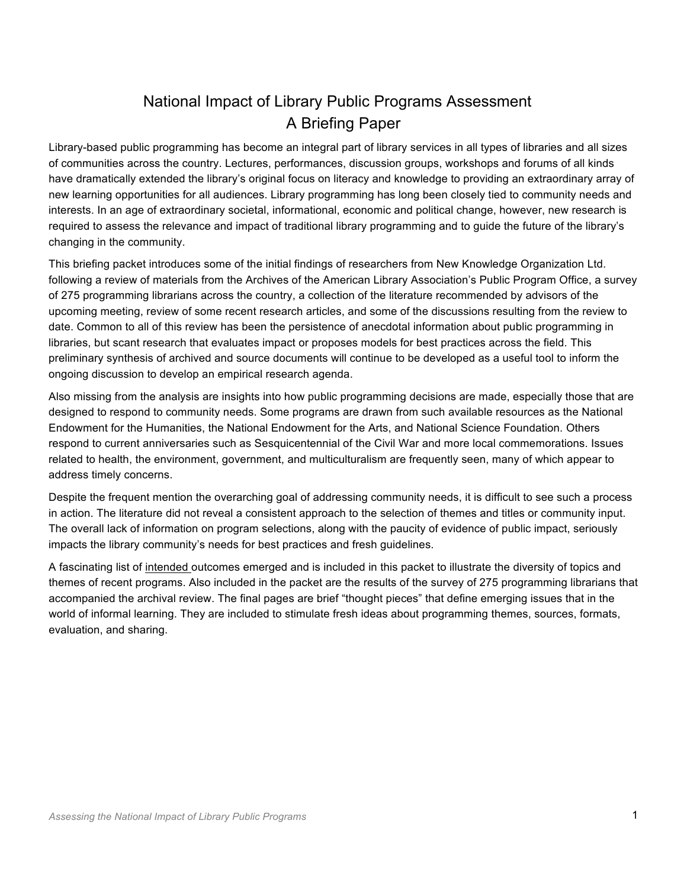# National Impact of Library Public Programs Assessment
## A Briefing Paper

Library-based public programming has become an integral part of library services in all types of libraries and all sizes of communities across the country. Lectures, performances, discussion groups, workshops and forums of all kinds have dramatically extended the library's original focus on literacy and knowledge to providing an extraordinary array of new learning opportunities for all audiences. Library programming has long been closely tied to community needs and interests. In an age of extraordinary societal, informational, economic and political change, however, new research is required to assess the relevance and impact of traditional library programming and to guide the future of the library's changing in the community.

This briefing packet introduces some of the initial findings of researchers from New Knowledge Organization Ltd. following a review of materials from the Archives of the American Library Association's Public Program Office, a survey of 275 programming librarians across the country, a collection of the literature recommended by advisors of the upcoming meeting, review of some recent research articles, and some of the discussions resulting from the review to date. Common to all of this review has been the persistence of anecdotal information about public programming in libraries, but scant research that evaluates impact or proposes models for best practices across the field. This preliminary synthesis of archived and source documents will continue to be developed as a useful tool to inform the ongoing discussion to develop an empirical research agenda.

Also missing from the analysis are insights into how public programming decisions are made, especially those that are designed to respond to community needs. Some programs are drawn from such available resources as the National Endowment for the Humanities, the National Endowment for the Arts, and National Science Foundation. Others respond to current anniversaries such as Sesquicentennial of the Civil War and more local commemorations. Issues related to health, the environment, government, and multiculturalism are frequently seen, many of which appear to address timely concerns.

Despite the frequent mention the overarching goal of addressing community needs, it is difficult to see such a process in action. The literature did not reveal a consistent approach to the selection of themes and titles or community input. The overall lack of information on program selections, along with the paucity of evidence of public impact, seriously impacts the library community's needs for best practices and fresh guidelines.

A fascinating list of <u>intended</u> outcomes emerged and is included in this packet to illustrate the diversity of topics and themes of recent programs. Also included in the packet are the results of the survey of 275 programming librarians that accompanied the archival review. The final pages are brief "thought pieces" that define emerging issues that in the world of informal learning. They are included to stimulate fresh ideas about programming themes, sources, formats, evaluation, and sharing.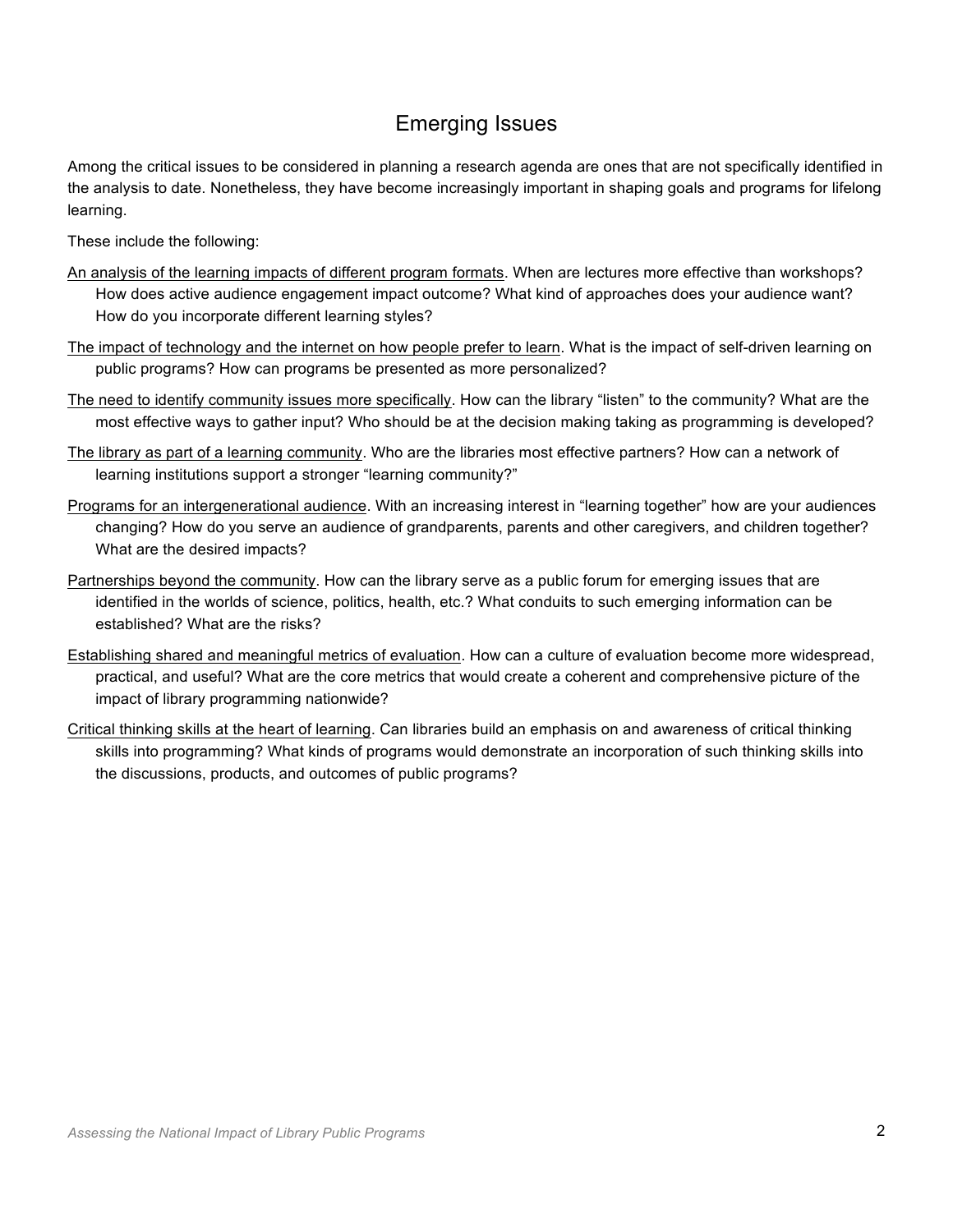## Emerging Issues

Among the critical issues to be considered in planning a research agenda are ones that are not specifically identified in the analysis to date. Nonetheless, they have become increasingly important in shaping goals and programs for lifelong learning.

These include the following:

<u>An analysis of the learning impacts of different program formats</u>. When are lectures more effective than workshops? How does active audience engagement impact outcome? What kind of approaches does your audience want? How do you incorporate different learning styles?

<u>The impact of technology and the internet on how people prefer to learn</u>. What is the impact of self-driven learning on public programs? How can programs be presented as more personalized?

<u>The need to identify community issues more specifically</u>. How can the library "listen" to the community? What are the most effective ways to gather input? Who should be at the decision making taking as programming is developed?

<u>The library as part of a learning community</u>. Who are the libraries most effective partners? How can a network of learning institutions support a stronger "learning community?"

<u>Programs for an intergenerational audience</u>. With an increasing interest in "learning together" how are your audiences changing? How do you serve an audience of grandparents, parents and other caregivers, and children together? What are the desired impacts?

<u>Partnerships beyond the community</u>. How can the library serve as a public forum for emerging issues that are identified in the worlds of science, politics, health, etc.? What conduits to such emerging information can be established? What are the risks?

<u>Establishing shared and meaningful metrics of evaluation</u>. How can a culture of evaluation become more widespread, practical, and useful? What are the core metrics that would create a coherent and comprehensive picture of the impact of library programming nationwide?

<u>Critical thinking skills at the heart of learning</u>. Can libraries build an emphasis on and awareness of critical thinking skills into programming? What kinds of programs would demonstrate an incorporation of such thinking skills into the discussions, products, and outcomes of public programs?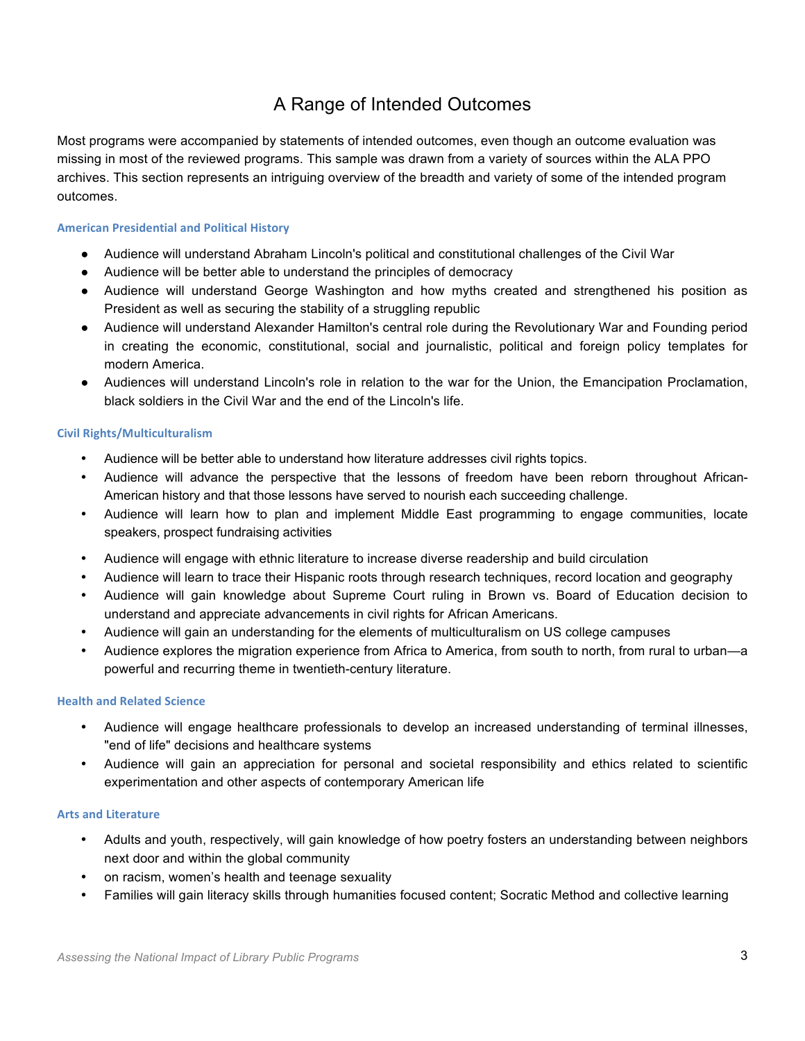# A Range of Intended Outcomes

Most programs were accompanied by statements of intended outcomes, even though an outcome evaluation was missing in most of the reviewed programs. This sample was drawn from a variety of sources within the ALA PPO archives. This section represents an intriguing overview of the breadth and variety of some of the intended program outcomes.

### American Presidential and Political History

- Audience will understand Abraham Lincoln's political and constitutional challenges of the Civil War
- Audience will be better able to understand the principles of democracy
- Audience will understand George Washington and how myths created and strengthened his position as President as well as securing the stability of a struggling republic
- Audience will understand Alexander Hamilton's central role during the Revolutionary War and Founding period in creating the economic, constitutional, social and journalistic, political and foreign policy templates for modern America.
- Audiences will understand Lincoln's role in relation to the war for the Union, the Emancipation Proclamation, black soldiers in the Civil War and the end of the Lincoln's life.

### Civil Rights/Multiculturalism

- Audience will be better able to understand how literature addresses civil rights topics.
- Audience will advance the perspective that the lessons of freedom have been reborn throughout African-American history and that those lessons have served to nourish each succeeding challenge.
- Audience will learn how to plan and implement Middle East programming to engage communities, locate speakers, prospect fundraising activities
- Audience will engage with ethnic literature to increase diverse readership and build circulation
- Audience will learn to trace their Hispanic roots through research techniques, record location and geography
- Audience will gain knowledge about Supreme Court ruling in Brown vs. Board of Education decision to understand and appreciate advancements in civil rights for African Americans.
- Audience will gain an understanding for the elements of multiculturalism on US college campuses
- Audience explores the migration experience from Africa to America, from south to north, from rural to urban—a powerful and recurring theme in twentieth-century literature.

### Health and Related Science

- Audience will engage healthcare professionals to develop an increased understanding of terminal illnesses, "end of life" decisions and healthcare systems
- Audience will gain an appreciation for personal and societal responsibility and ethics related to scientific experimentation and other aspects of contemporary American life

### Arts and Literature

- Adults and youth, respectively, will gain knowledge of how poetry fosters an understanding between neighbors next door and within the global community
- on racism, women's health and teenage sexuality
- Families will gain literacy skills through humanities focused content; Socratic Method and collective learning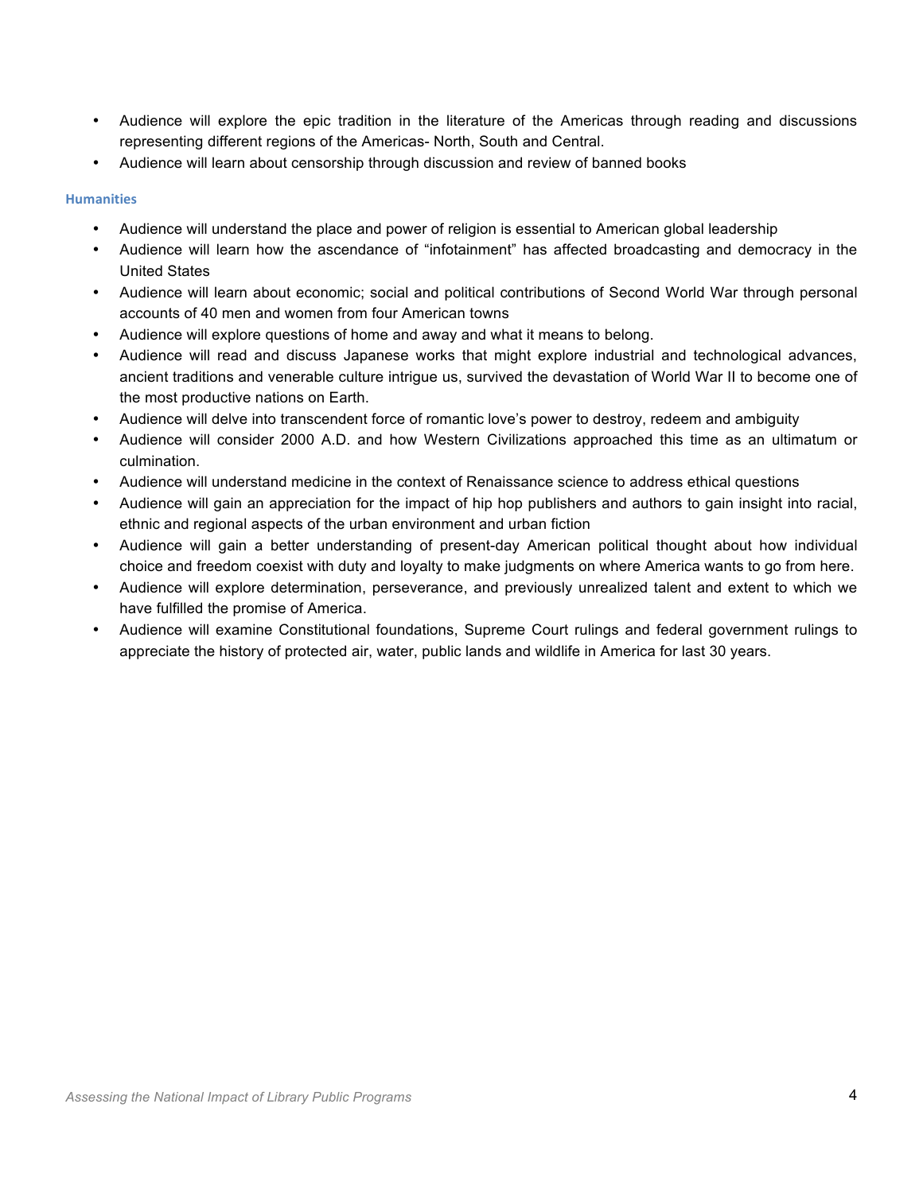- Audience will explore the epic tradition in the literature of the Americas through reading and discussions representing different regions of the Americas- North, South and Central.
- Audience will learn about censorship through discussion and review of banned books

### Humanities

- Audience will understand the place and power of religion is essential to American global leadership
- Audience will learn how the ascendance of "infotainment" has affected broadcasting and democracy in the United States
- Audience will learn about economic; social and political contributions of Second World War through personal accounts of 40 men and women from four American towns
- Audience will explore questions of home and away and what it means to belong.
- Audience will read and discuss Japanese works that might explore industrial and technological advances, ancient traditions and venerable culture intrigue us, survived the devastation of World War II to become one of the most productive nations on Earth.
- Audience will delve into transcendent force of romantic love's power to destroy, redeem and ambiguity
- Audience will consider 2000 A.D. and how Western Civilizations approached this time as an ultimatum or culmination.
- Audience will understand medicine in the context of Renaissance science to address ethical questions
- Audience will gain an appreciation for the impact of hip hop publishers and authors to gain insight into racial, ethnic and regional aspects of the urban environment and urban fiction
- Audience will gain a better understanding of present-day American political thought about how individual choice and freedom coexist with duty and loyalty to make judgments on where America wants to go from here.
- Audience will explore determination, perseverance, and previously unrealized talent and extent to which we have fulfilled the promise of America.
- Audience will examine Constitutional foundations, Supreme Court rulings and federal government rulings to appreciate the history of protected air, water, public lands and wildlife in America for last 30 years.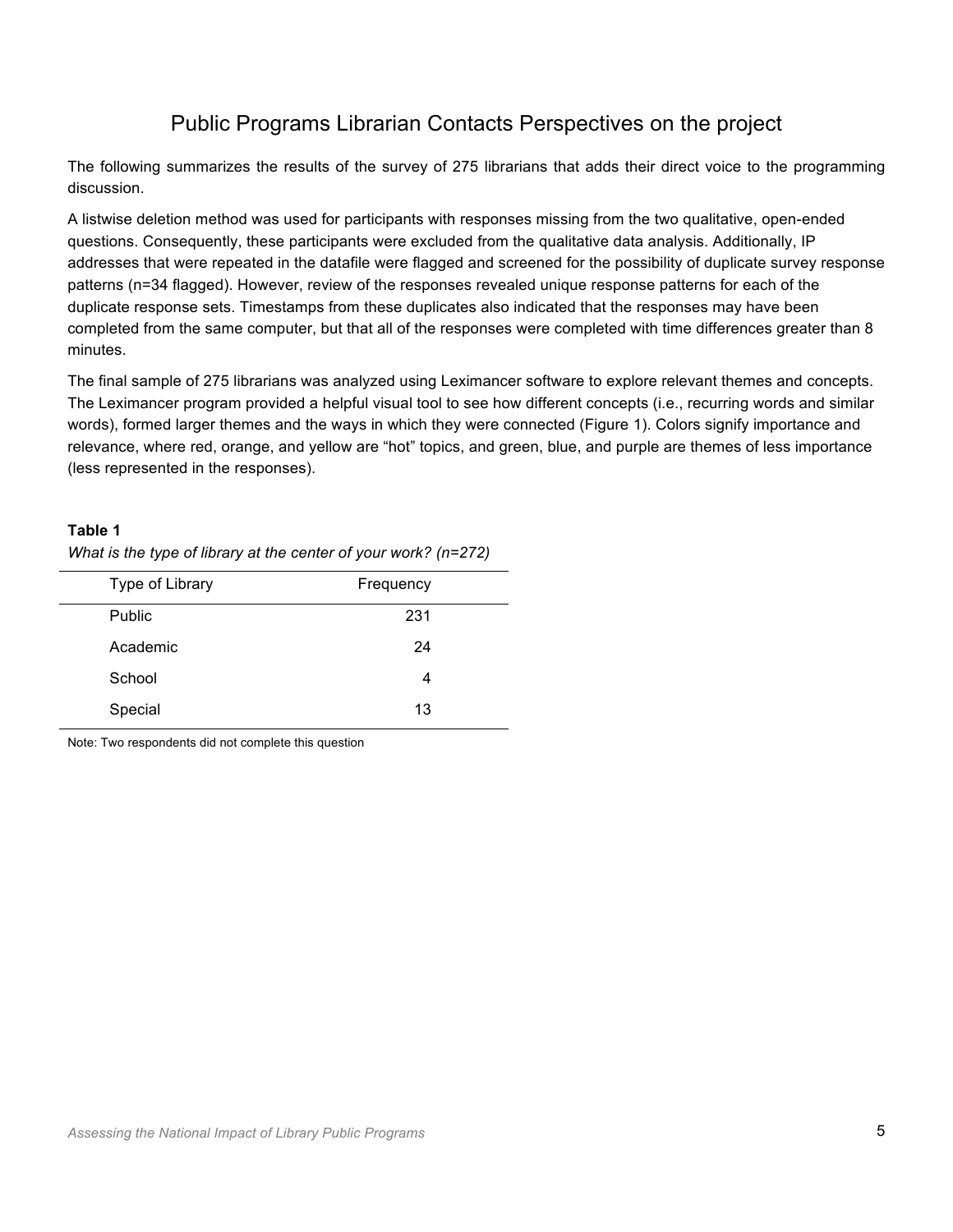# Public Programs Librarian Contacts Perspectives on the project

The following summarizes the results of the survey of 275 librarians that adds their direct voice to the programming discussion.

A listwise deletion method was used for participants with responses missing from the two qualitative, open-ended questions. Consequently, these participants were excluded from the qualitative data analysis. Additionally, IP addresses that were repeated in the datafile were flagged and screened for the possibility of duplicate survey response patterns (n=34 flagged). However, review of the responses revealed unique response patterns for each of the duplicate response sets. Timestamps from these duplicates also indicated that the responses may have been completed from the same computer, but that all of the responses were completed with time differences greater than 8 minutes.

The final sample of 275 librarians was analyzed using Leximancer software to explore relevant themes and concepts. The Leximancer program provided a helpful visual tool to see how different concepts (i.e., recurring words and similar words), formed larger themes and the ways in which they were connected (Figure 1). Colors signify importance and relevance, where red, orange, and yellow are "hot" topics, and green, blue, and purple are themes of less importance (less represented in the responses).

**Table 1**

*What is the type of library at the center of your work? (n=272)*

| Type of Library | Frequency |
|---|---|
| Public | 231 |
| Academic | 24 |
| School | 4 |
| Special | 13 |

Note: Two respondents did not complete this question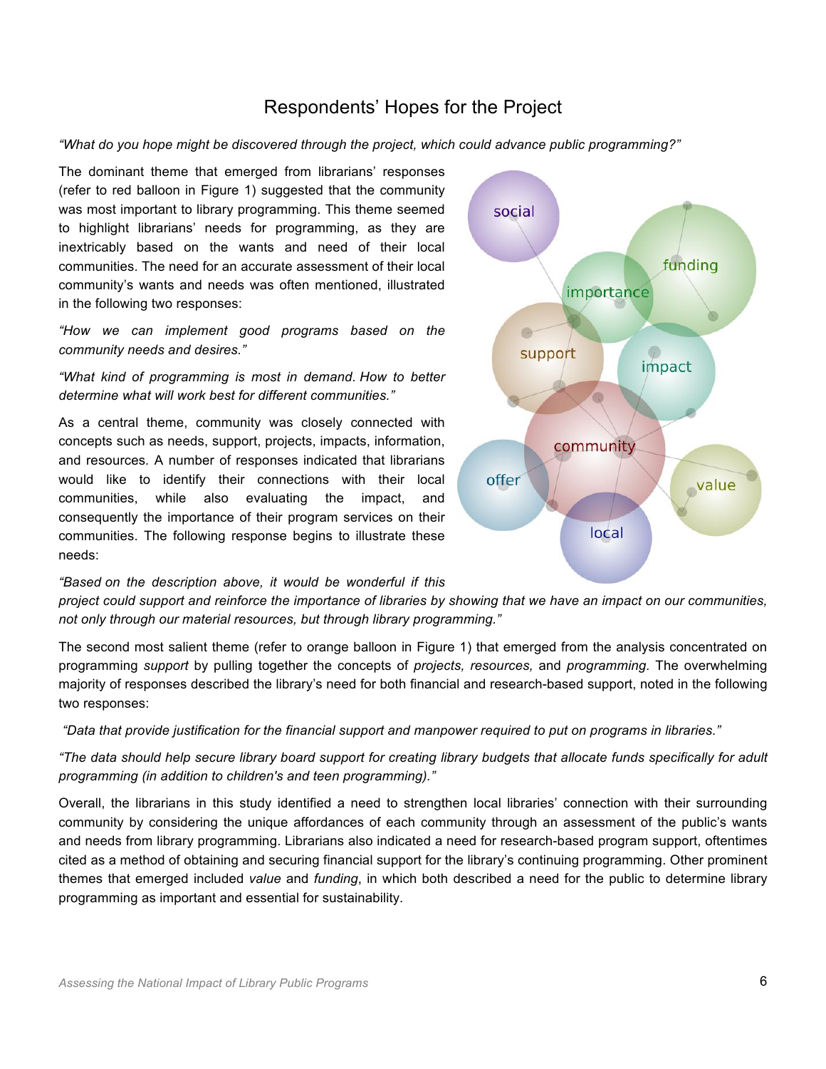## Respondents' Hopes for the Project

*"What do you hope might be discovered through the project, which could advance public programming?"*

The dominant theme that emerged from librarians' responses (refer to red balloon in Figure 1) suggested that the community was most important to library programming. This theme seemed to highlight librarians' needs for programming, as they are inextricably based on the wants and need of their local communities. The need for an accurate assessment of their local community's wants and needs was often mentioned, illustrated in the following two responses:

*"How we can implement good programs based on the community needs and desires."*

*"What kind of programming is most in demand. How to better determine what will work best for different communities."*

As a central theme, community was closely connected with concepts such as needs, support, projects, impacts, information, and resources. A number of responses indicated that librarians would like to identify their connections with their local communities, while also evaluating the impact, and consequently the importance of their program services on their communities. The following response begins to illustrate these needs:

*"Based on the description above, it would be wonderful if this project could support and reinforce the importance of libraries by showing that we have an impact on our communities, not only through our material resources, but through library programming."*

The second most salient theme (refer to orange balloon in Figure 1) that emerged from the analysis concentrated on programming *support* by pulling together the concepts of *projects, resources,* and *programming*. The overwhelming majority of responses described the library's need for both financial and research-based support, noted in the following two responses:

*"Data that provide justification for the financial support and manpower required to put on programs in libraries."*

*"The data should help secure library board support for creating library budgets that allocate funds specifically for adult programming (in addition to children's and teen programming)."*

Overall, the librarians in this study identified a need to strengthen local libraries' connection with their surrounding community by considering the unique affordances of each community through an assessment of the public's wants and needs from library programming. Librarians also indicated a need for research-based program support, oftentimes cited as a method of obtaining and securing financial support for the library's continuing programming. Other prominent themes that emerged included *value* and *funding*, in which both described a need for the public to determine library programming as important and essential for sustainability.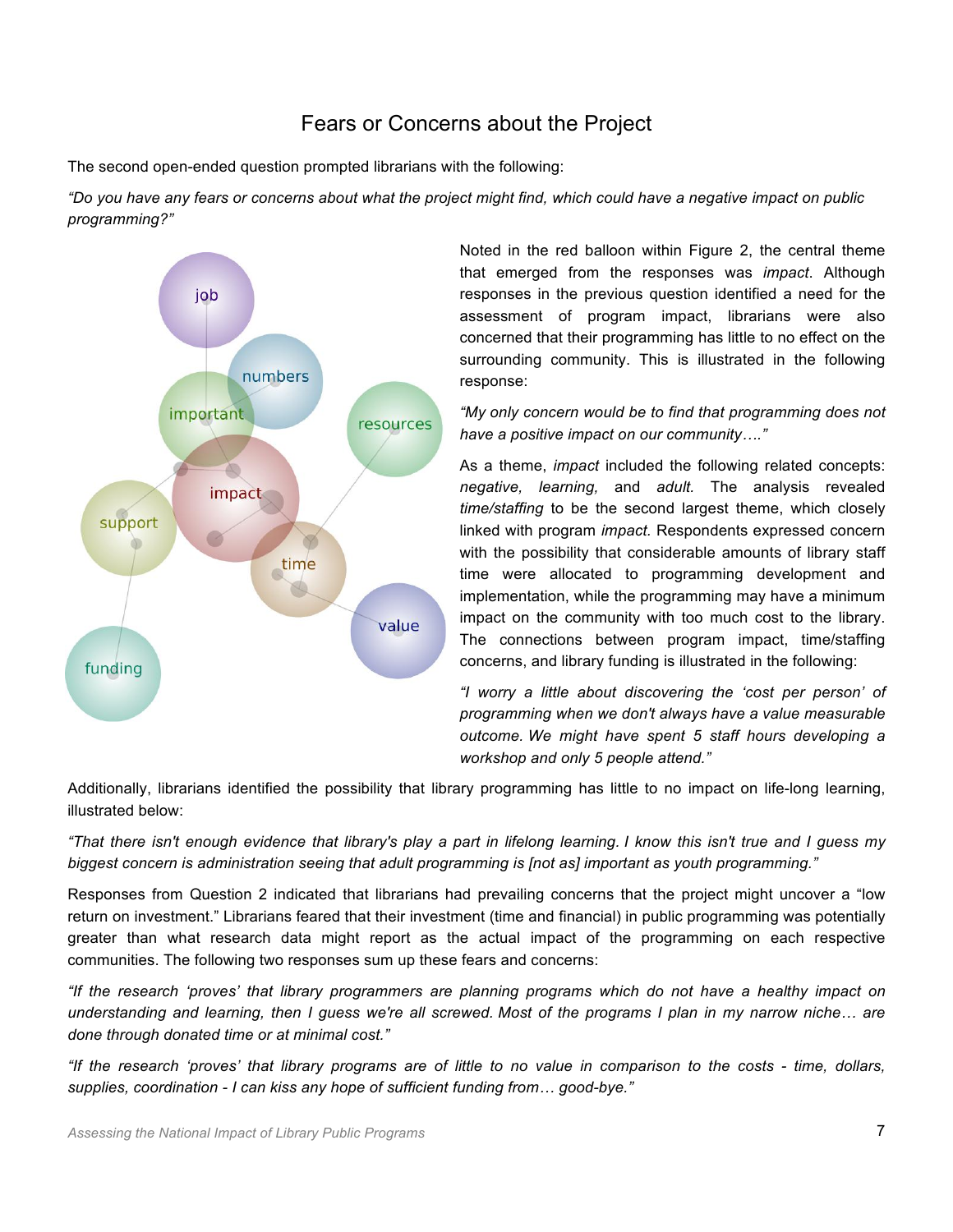## Fears or Concerns about the Project

The second open-ended question prompted librarians with the following:

*"Do you have any fears or concerns about what the project might find, which could have a negative impact on public programming?"*

job

numbers

important

resources

impact

support

time

value

funding

Noted in the red balloon within Figure 2, the central theme that emerged from the responses was *impact*. Although responses in the previous question identified a need for the assessment of program impact, librarians were also concerned that their programming has little to no effect on the surrounding community. This is illustrated in the following response:

*"My only concern would be to find that programming does not have a positive impact on our community…."*

As a theme, *impact* included the following related concepts: *negative, learning,* and *adult.* The analysis revealed *time/staffing* to be the second largest theme, which closely linked with program *impact.* Respondents expressed concern with the possibility that considerable amounts of library staff time were allocated to programming development and implementation, while the programming may have a minimum impact on the community with too much cost to the library. The connections between program impact, time/staffing concerns, and library funding is illustrated in the following:

*"I worry a little about discovering the 'cost per person' of programming when we don't always have a value measurable outcome. We might have spent 5 staff hours developing a workshop and only 5 people attend."*

Additionally, librarians identified the possibility that library programming has little to no impact on life-long learning, illustrated below:

*"That there isn't enough evidence that library's play a part in lifelong learning. I know this isn't true and I guess my biggest concern is administration seeing that adult programming is [not as] important as youth programming."*

Responses from Question 2 indicated that librarians had prevailing concerns that the project might uncover a "low return on investment." Librarians feared that their investment (time and financial) in public programming was potentially greater than what research data might report as the actual impact of the programming on each respective communities. The following two responses sum up these fears and concerns:

*"If the research 'proves' that library programmers are planning programs which do not have a healthy impact on understanding and learning, then I guess we're all screwed. Most of the programs I plan in my narrow niche… are done through donated time or at minimal cost."*

*"If the research 'proves' that library programs are of little to no value in comparison to the costs - time, dollars, supplies, coordination - I can kiss any hope of sufficient funding from… good-bye."*